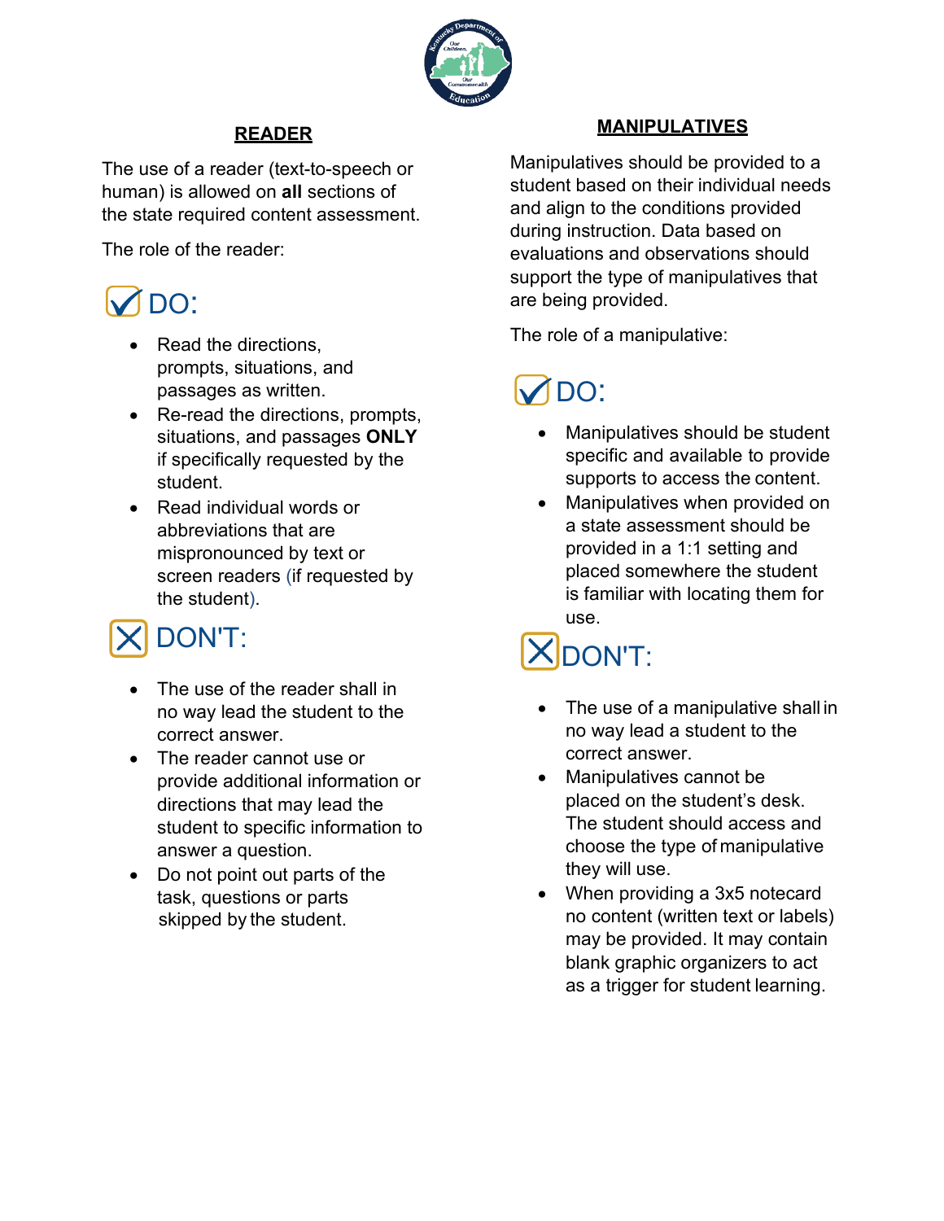## READER

The use of a reader (text-to-speech or human) is allowed on **all** sections of the state required content assessment.

The role of the reader:

### DO:

- Read the directions, prompts, situations, and passages as written.
- Re-read the directions, prompts, situations, and passages **ONLY** if specifically requested by the student.
- Read individual words or abbreviations that are mispronounced by text or screen readers (if requested by the student).

### DON'T:

- The use of the reader shall in no way lead the student to the correct answer.
- The reader cannot use or provide additional information or directions that may lead the student to specific information to answer a question.
- Do not point out parts of the task, questions or parts skipped by the student.

## MANIPULATIVES

Manipulatives should be provided to a student based on their individual needs and align to the conditions provided during instruction. Data based on evaluations and observations should support the type of manipulatives that are being provided.

The role of a manipulative:

### DO:

- Manipulatives should be student specific and available to provide supports to access the content.
- Manipulatives when provided on a state assessment should be provided in a 1:1 setting and placed somewhere the student is familiar with locating them for use.

### DON'T:

- The use of a manipulative shall in no way lead a student to the correct answer.
- Manipulatives cannot be placed on the student's desk. The student should access and choose the type of manipulative they will use.
- When providing a 3x5 notecard no content (written text or labels) may be provided. It may contain blank graphic organizers to act as a trigger for student learning.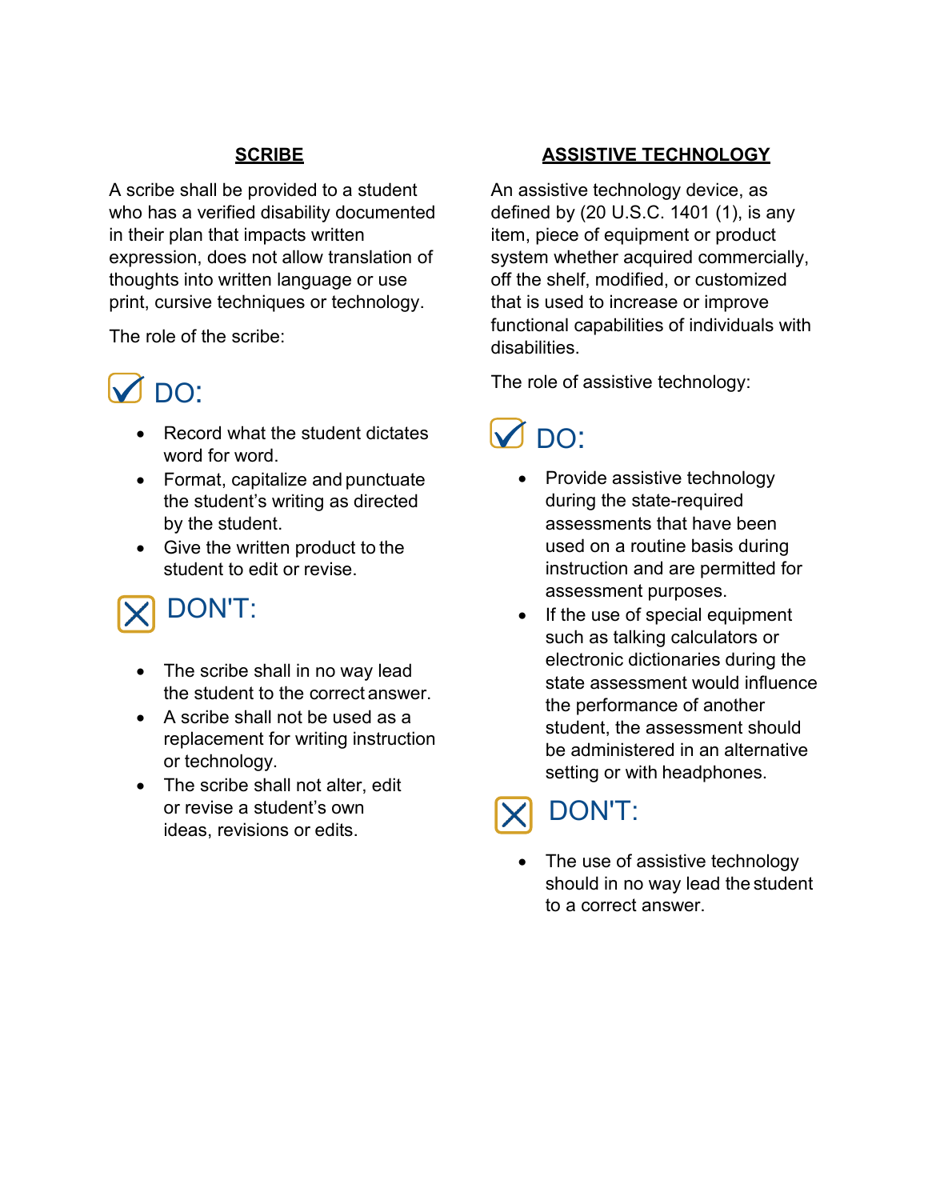## SCRIBE

A scribe shall be provided to a student who has a verified disability documented in their plan that impacts written expression, does not allow translation of thoughts into written language or use print, cursive techniques or technology.

The role of the scribe:

### DO:

- Record what the student dictates word for word.
- Format, capitalize and punctuate the student's writing as directed by the student.
- Give the written product to the student to edit or revise.

### DON'T:

- The scribe shall in no way lead the student to the correct answer.
- A scribe shall not be used as a replacement for writing instruction or technology.
- The scribe shall not alter, edit or revise a student's own ideas, revisions or edits.

## ASSISTIVE TECHNOLOGY

An assistive technology device, as defined by (20 U.S.C. 1401 (1), is any item, piece of equipment or product system whether acquired commercially, off the shelf, modified, or customized that is used to increase or improve functional capabilities of individuals with disabilities.

The role of assistive technology:

### DO:

- Provide assistive technology during the state-required assessments that have been used on a routine basis during instruction and are permitted for assessment purposes.
- If the use of special equipment such as talking calculators or electronic dictionaries during the state assessment would influence the performance of another student, the assessment should be administered in an alternative setting or with headphones.

### DON'T:

- The use of assistive technology should in no way lead the student to a correct answer.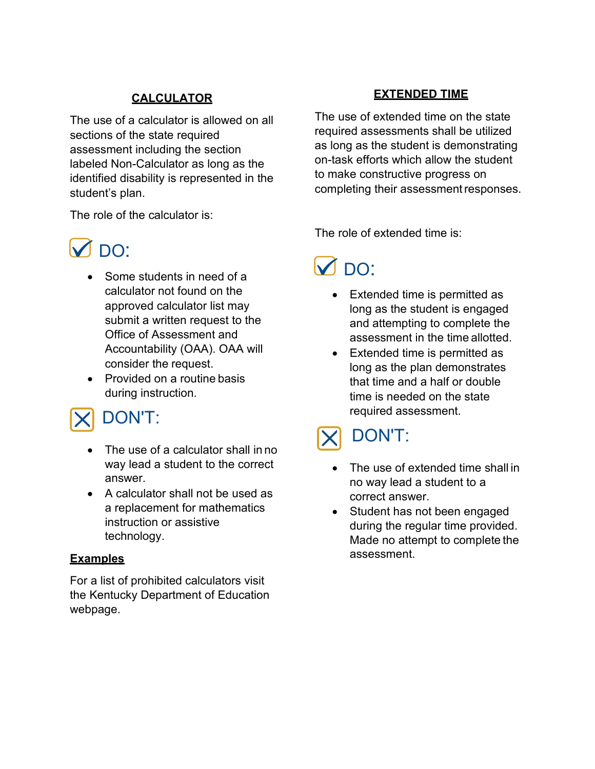## CALCULATOR

The use of a calculator is allowed on all sections of the state required assessment including the section labeled Non-Calculator as long as the identified disability is represented in the student's plan.

The role of the calculator is:

### DO:

- Some students in need of a calculator not found on the approved calculator list may submit a written request to the Office of Assessment and Accountability (OAA). OAA will consider the request.
- Provided on a routine basis during instruction.

### DON'T:

- The use of a calculator shall in no way lead a student to the correct answer.
- A calculator shall not be used as a replacement for mathematics instruction or assistive technology.

**Examples**

For a list of prohibited calculators visit the Kentucky Department of Education webpage.

## EXTENDED TIME

The use of extended time on the state required assessments shall be utilized as long as the student is demonstrating on-task efforts which allow the student to make constructive progress on completing their assessment responses.

The role of extended time is:

### DO:

- Extended time is permitted as long as the student is engaged and attempting to complete the assessment in the time allotted.
- Extended time is permitted as long as the plan demonstrates that time and a half or double time is needed on the state required assessment.

### DON'T:

- The use of extended time shall in no way lead a student to a correct answer.
- Student has not been engaged during the regular time provided. Made no attempt to complete the assessment.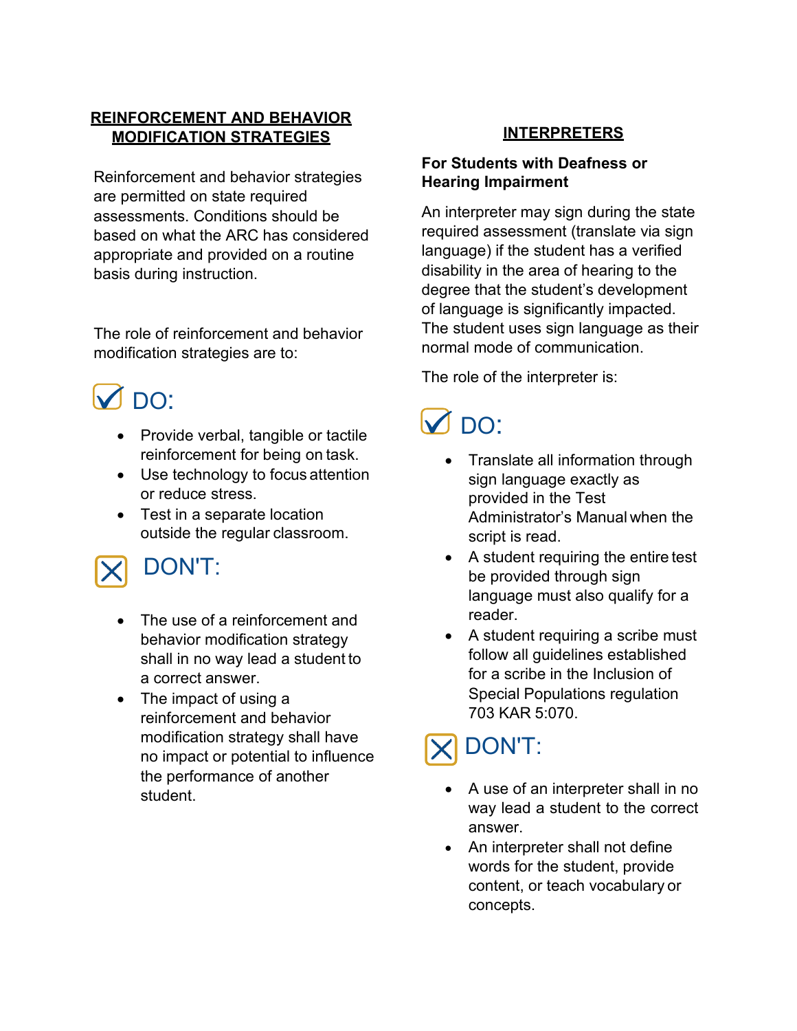## REINFORCEMENT AND BEHAVIOR MODIFICATION STRATEGIES

Reinforcement and behavior strategies are permitted on state required assessments. Conditions should be based on what the ARC has considered appropriate and provided on a routine basis during instruction.

The role of reinforcement and behavior modification strategies are to:

### DO:

- Provide verbal, tangible or tactile reinforcement for being on task.
- Use technology to focus attention or reduce stress.
- Test in a separate location outside the regular classroom.

### DON'T:

- The use of a reinforcement and behavior modification strategy shall in no way lead a student to a correct answer.
- The impact of using a reinforcement and behavior modification strategy shall have no impact or potential to influence the performance of another student.

## INTERPRETERS

**For Students with Deafness or Hearing Impairment**

An interpreter may sign during the state required assessment (translate via sign language) if the student has a verified disability in the area of hearing to the degree that the student's development of language is significantly impacted. The student uses sign language as their normal mode of communication.

The role of the interpreter is:

### DO:

- Translate all information through sign language exactly as provided in the Test Administrator's Manual when the script is read.
- A student requiring the entire test be provided through sign language must also qualify for a reader.
- A student requiring a scribe must follow all guidelines established for a scribe in the Inclusion of Special Populations regulation 703 KAR 5:070.

### DON'T:

- A use of an interpreter shall in no way lead a student to the correct answer.
- An interpreter shall not define words for the student, provide content, or teach vocabulary or concepts.